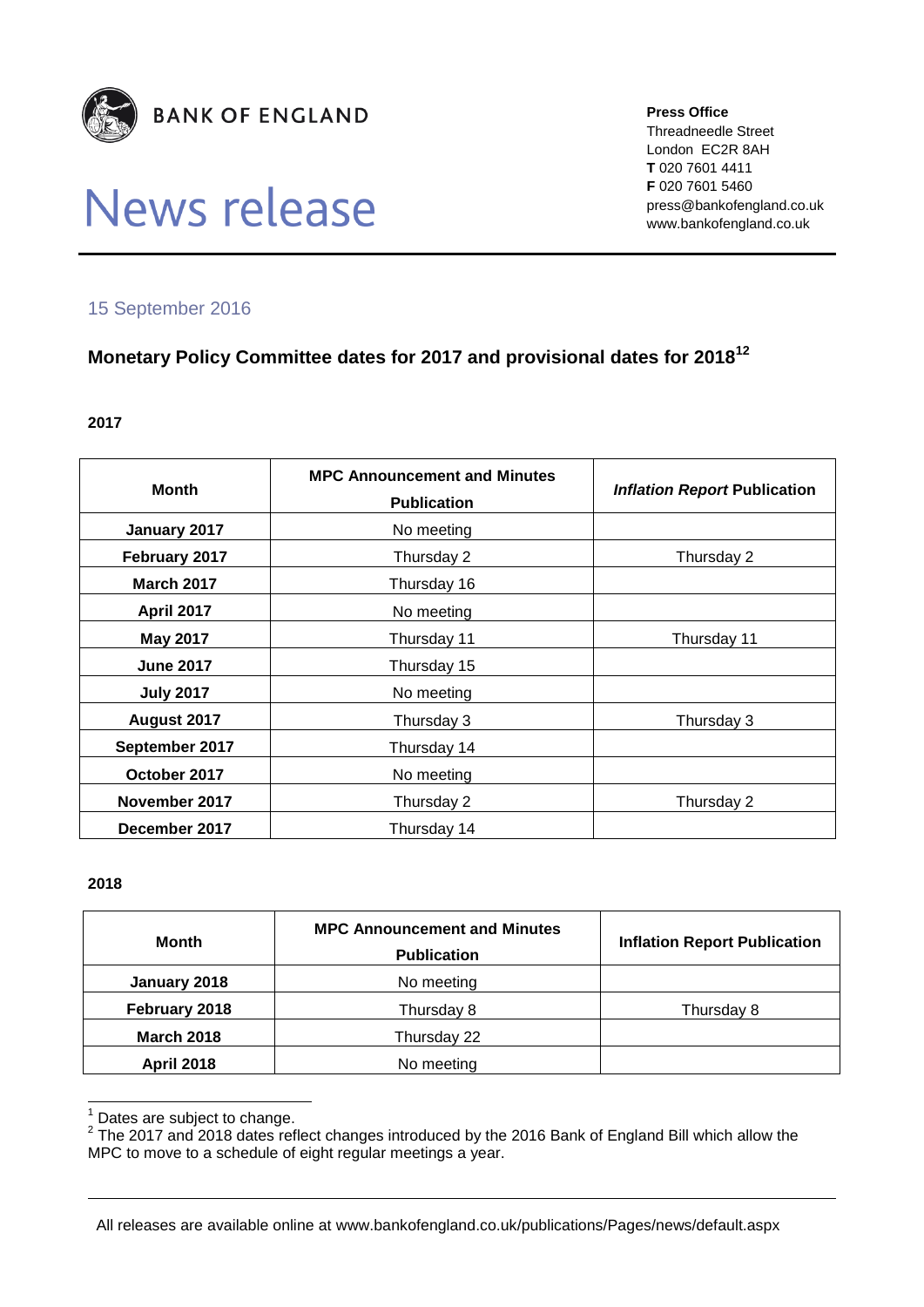BANK OF ENGLAND

# News release

**Press Office**
Threadneedle Street
London EC2R 8AH
**T** 020 7601 4411
**F** 020 7601 5460
press@bankofengland.co.uk
www.bankofengland.co.uk

15 September 2016

## Monetary Policy Committee dates for 2017 and provisional dates for 2018[1,2]

**2017**

| Month | MPC Announcement and Minutes Publication | *Inflation Report* Publication |
|---|---|---|
| **January 2017** | No meeting | |
| **February 2017** | Thursday 2 | Thursday 2 |
| **March 2017** | Thursday 16 | |
| **April 2017** | No meeting | |
| **May 2017** | Thursday 11 | Thursday 11 |
| **June 2017** | Thursday 15 | |
| **July 2017** | No meeting | |
| **August 2017** | Thursday 3 | Thursday 3 |
| **September 2017** | Thursday 14 | |
| **October 2017** | No meeting | |
| **November 2017** | Thursday 2 | Thursday 2 |
| **December 2017** | Thursday 14 | |

**2018**

| Month | MPC Announcement and Minutes Publication | Inflation Report Publication |
|---|---|---|
| **January 2018** | No meeting | |
| **February 2018** | Thursday 8 | Thursday 8 |
| **March 2018** | Thursday 22 | |
| **April 2018** | No meeting | |

[1] Dates are subject to change.
[2] The 2017 and 2018 dates reflect changes introduced by the 2016 Bank of England Bill which allow the MPC to move to a schedule of eight regular meetings a year.

All releases are available online at www.bankofengland.co.uk/publications/Pages/news/default.aspx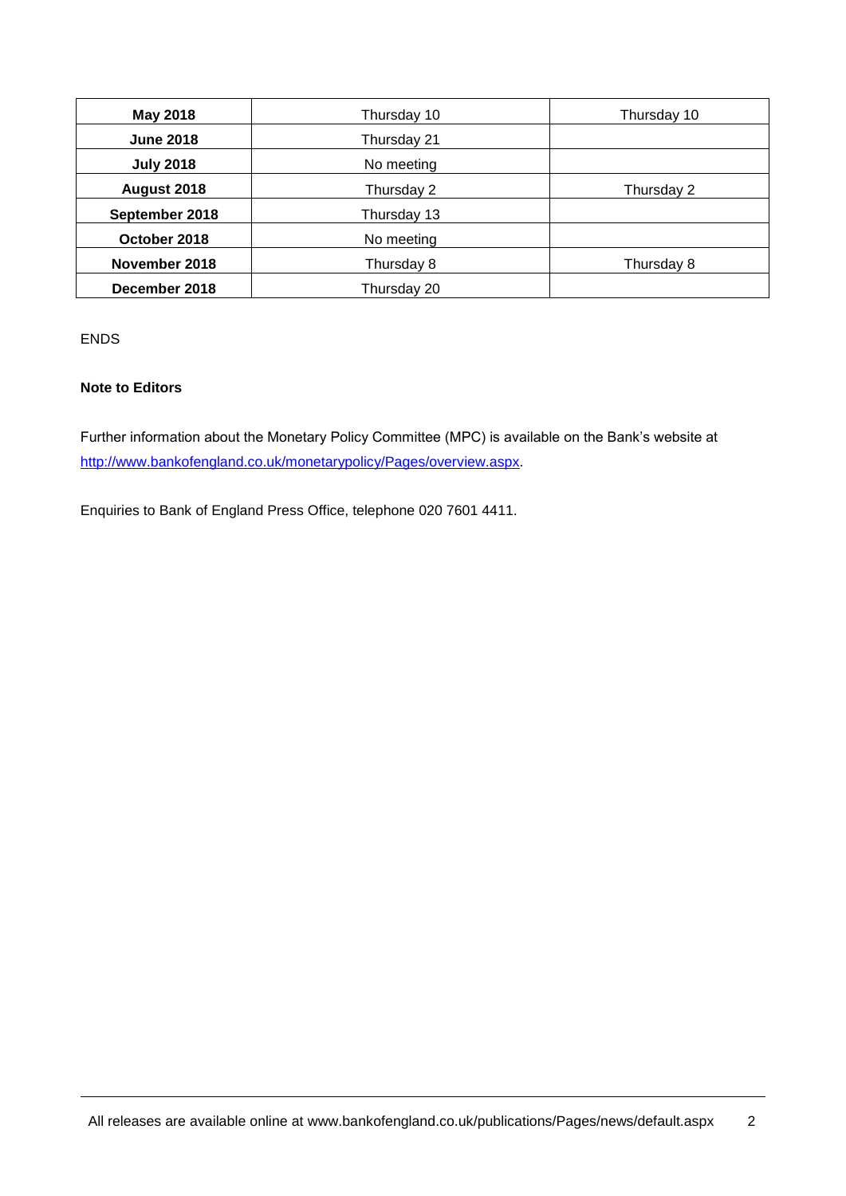| | | |
|---|---|---|
| **May 2018** | Thursday 10 | Thursday 10 |
| **June 2018** | Thursday 21 | |
| **July 2018** | No meeting | |
| **August 2018** | Thursday 2 | Thursday 2 |
| **September 2018** | Thursday 13 | |
| **October 2018** | No meeting | |
| **November 2018** | Thursday 8 | Thursday 8 |
| **December 2018** | Thursday 20 | |

ENDS

**Note to Editors**

Further information about the Monetary Policy Committee (MPC) is available on the Bank's website at http://www.bankofengland.co.uk/monetarypolicy/Pages/overview.aspx.

Enquiries to Bank of England Press Office, telephone 020 7601 4411.

All releases are available online at www.bankofengland.co.uk/publications/Pages/news/default.aspx